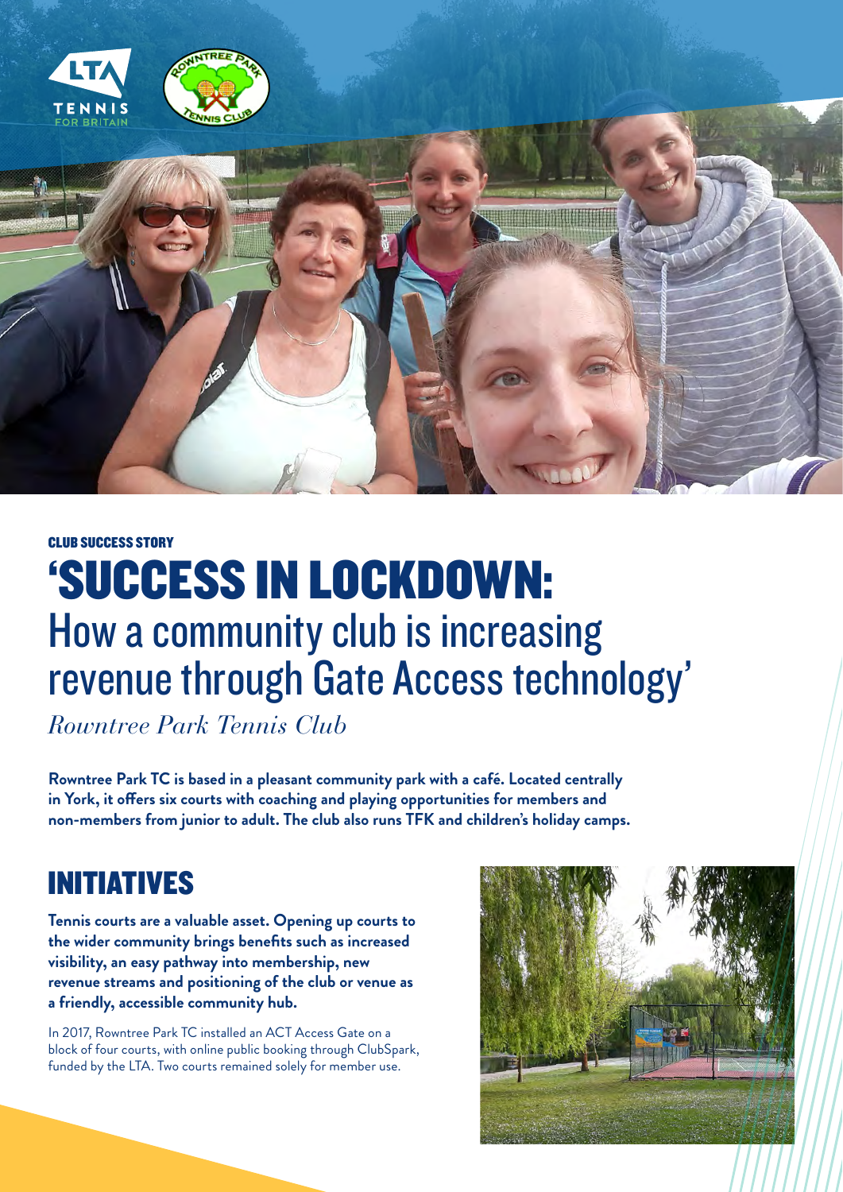CLUB SUCCESS STORY

# 'SUCCESS IN LOCKDOWN: How a community club is increasing revenue through Gate Access technology'

*Rowntree Park Tennis Club*

**Rowntree Park TC is based in a pleasant community park with a café. Located centrally in York, it offers six courts with coaching and playing opportunities for members and non-members from junior to adult. The club also runs TFK and children's holiday camps.**

## INITIATIVES

**Tennis courts are a valuable asset. Opening up courts to the wider community brings benefits such as increased visibility, an easy pathway into membership, new revenue streams and positioning of the club or venue as a friendly, accessible community hub.**

In 2017, Rowntree Park TC installed an ACT Access Gate on a block of four courts, with online public booking through ClubSpark, funded by the LTA. Two courts remained solely for member use.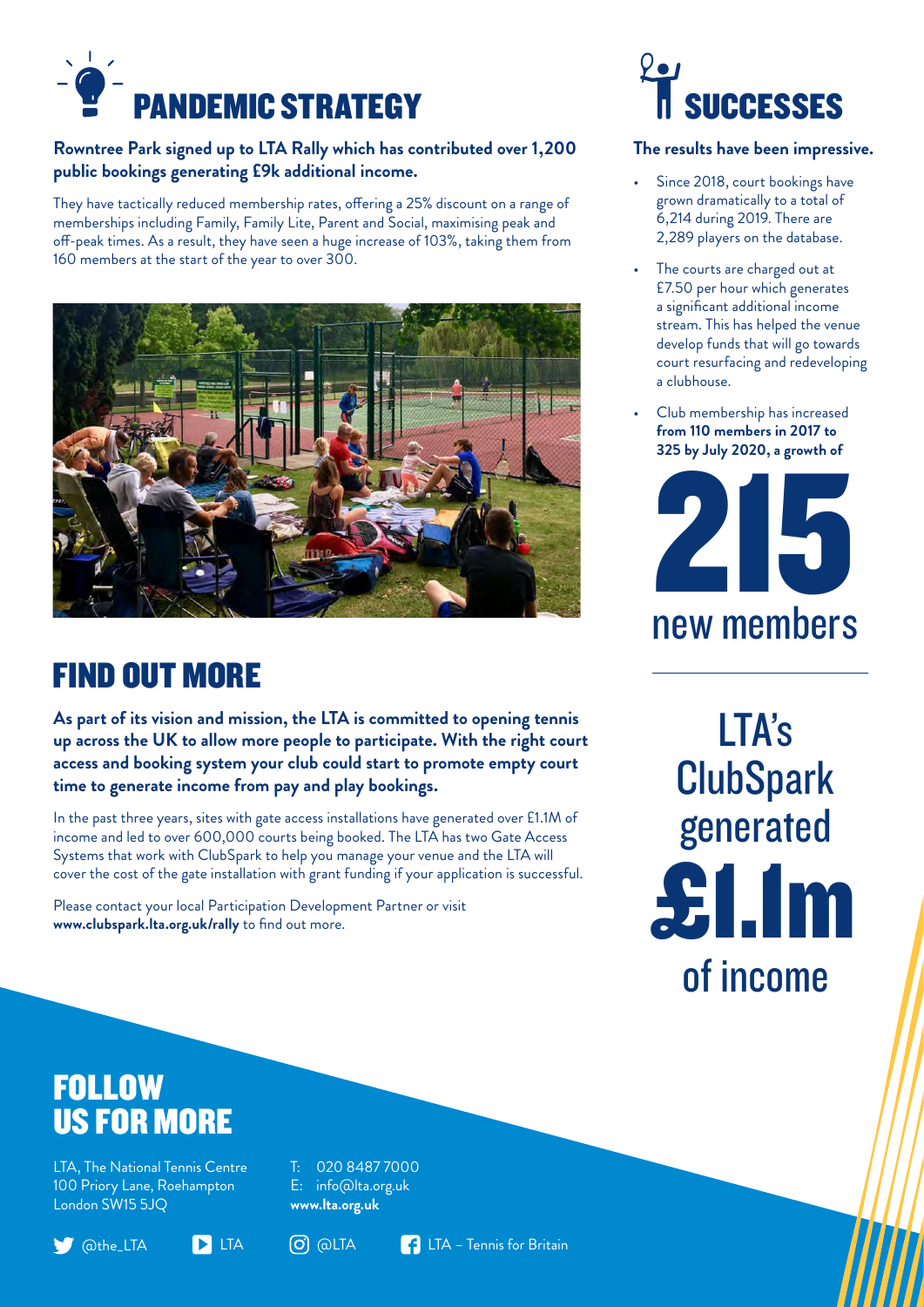# PANDEMIC STRATEGY

**Rowntree Park signed up to LTA Rally which has contributed over 1,200 public bookings generating £9k additional income.**

They have tactically reduced membership rates, offering a 25% discount on a range of memberships including Family, Family Lite, Parent and Social, maximising peak and off-peak times. As a result, they have seen a huge increase of 103%, taking them from 160 members at the start of the year to over 300.

# SUCCESSES

**The results have been impressive.**

- Since 2018, court bookings have grown dramatically to a total of 6,214 during 2019. There are 2,289 players on the database.
- The courts are charged out at £7.50 per hour which generates a significant additional income stream. This has helped the venue develop funds that will go towards court resurfacing and redeveloping a clubhouse.
- Club membership has increased **from 110 members in 2017 to 325 by July 2020, a growth of**

**215**
new members

LTA's ClubSpark generated
**£1.1m**
of income

# FIND OUT MORE

**As part of its vision and mission, the LTA is committed to opening tennis up across the UK to allow more people to participate. With the right court access and booking system your club could start to promote empty court time to generate income from pay and play bookings.**

In the past three years, sites with gate access installations have generated over £1.1M of income and led to over 600,000 courts being booked. The LTA has two Gate Access Systems that work with ClubSpark to help you manage your venue and the LTA will cover the cost of the gate installation with grant funding if your application is successful.

Please contact your local Participation Development Partner or visit **www.clubspark.lta.org.uk/rally** to find out more.

# FOLLOW US FOR MORE

LTA, The National Tennis Centre
100 Priory Lane, Roehampton
London SW15 5JQ

T: 020 8487 7000
E: info@lta.org.uk
**www.lta.org.uk**

@the_LTA LTA @LTA LTA – Tennis for Britain